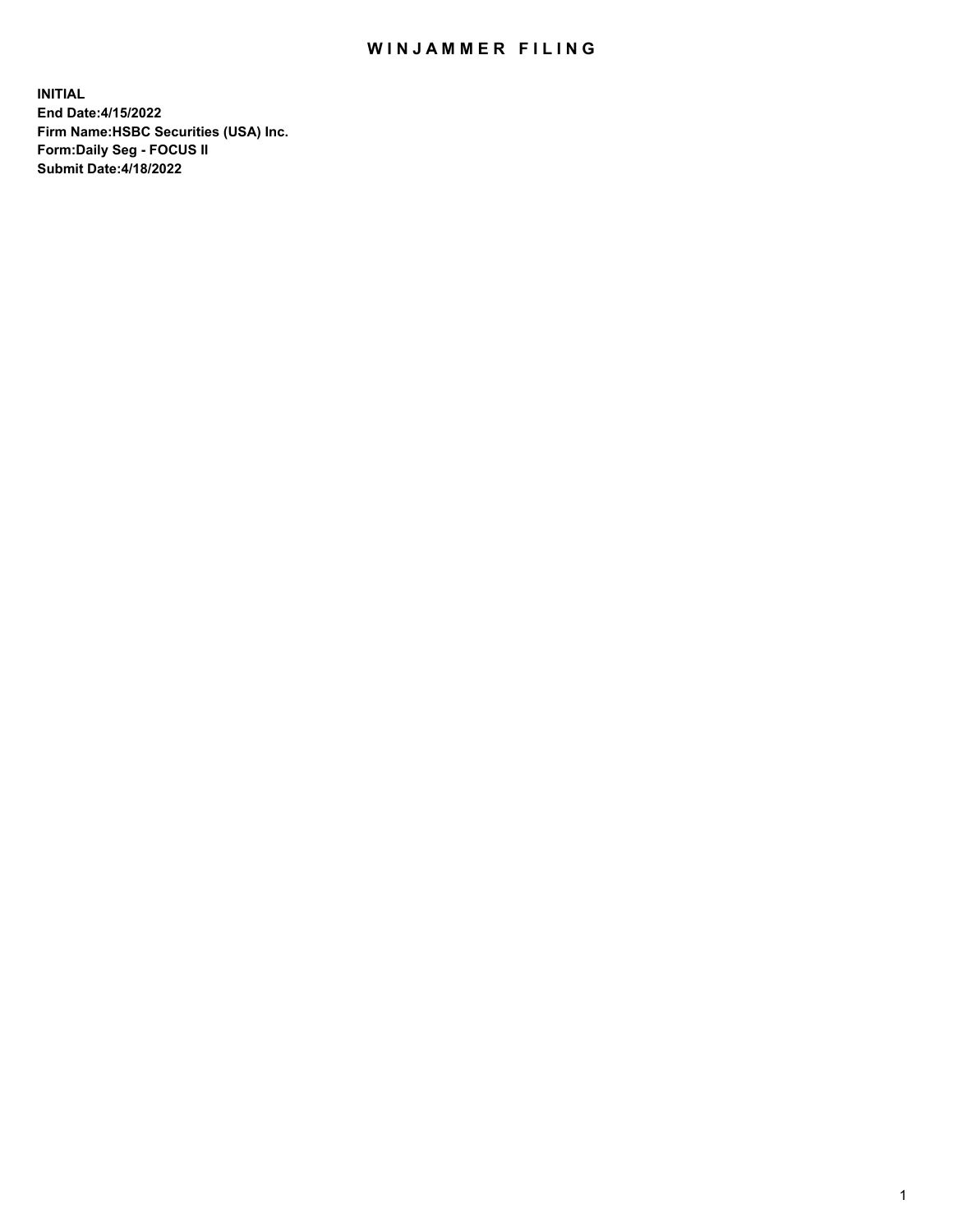# WINJAMMER FILING

**INITIAL**
**End Date:4/15/2022**
**Firm Name:HSBC Securities (USA) Inc.**
**Form:Daily Seg - FOCUS II**
**Submit Date:4/18/2022**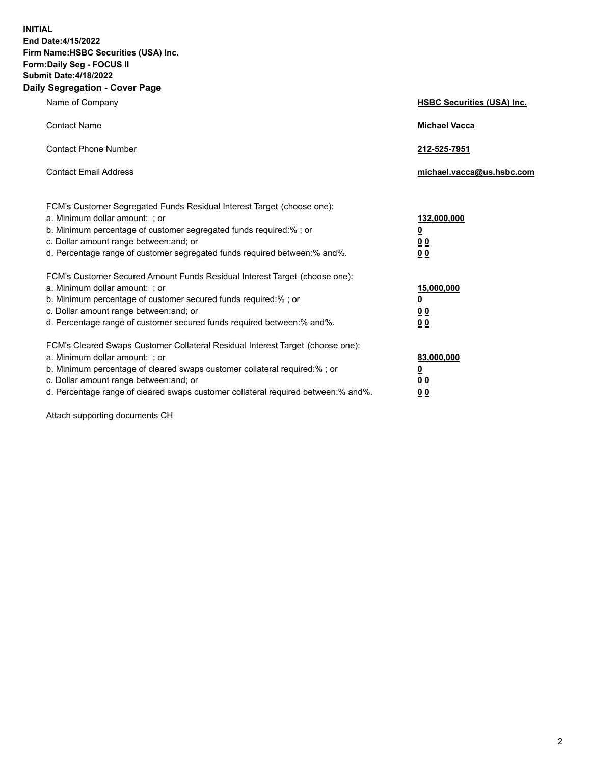**INITIAL**
**End Date:4/15/2022**
**Firm Name:HSBC Securities (USA) Inc.**
**Form:Daily Seg - FOCUS II**
**Submit Date:4/18/2022**

## Daily Segregation - Cover Page

| | |
|---|---|
| Name of Company | **HSBC Securities (USA) Inc.** |
| Contact Name | **Michael Vacca** |
| Contact Phone Number | **212-525-7951** |
| Contact Email Address | **michael.vacca@us.hsbc.com** |

FCM's Customer Segregated Funds Residual Interest Target (choose one):

| | |
|---|---|
| a. Minimum dollar amount: ; or | **132,000,000** |
| b. Minimum percentage of customer segregated funds required:% ; or | **0** |
| c. Dollar amount range between:and; or | **0 0** |
| d. Percentage range of customer segregated funds required between:% and%. | **0 0** |

FCM's Customer Secured Amount Funds Residual Interest Target (choose one):

| | |
|---|---|
| a. Minimum dollar amount: ; or | **15,000,000** |
| b. Minimum percentage of customer secured funds required:% ; or | **0** |
| c. Dollar amount range between:and; or | **0 0** |
| d. Percentage range of customer secured funds required between:% and%. | **0 0** |

FCM's Cleared Swaps Customer Collateral Residual Interest Target (choose one):

| | |
|---|---|
| a. Minimum dollar amount: ; or | **83,000,000** |
| b. Minimum percentage of cleared swaps customer collateral required:% ; or | **0** |
| c. Dollar amount range between:and; or | **0 0** |
| d. Percentage range of cleared swaps customer collateral required between:% and%. | **0 0** |

Attach supporting documents CH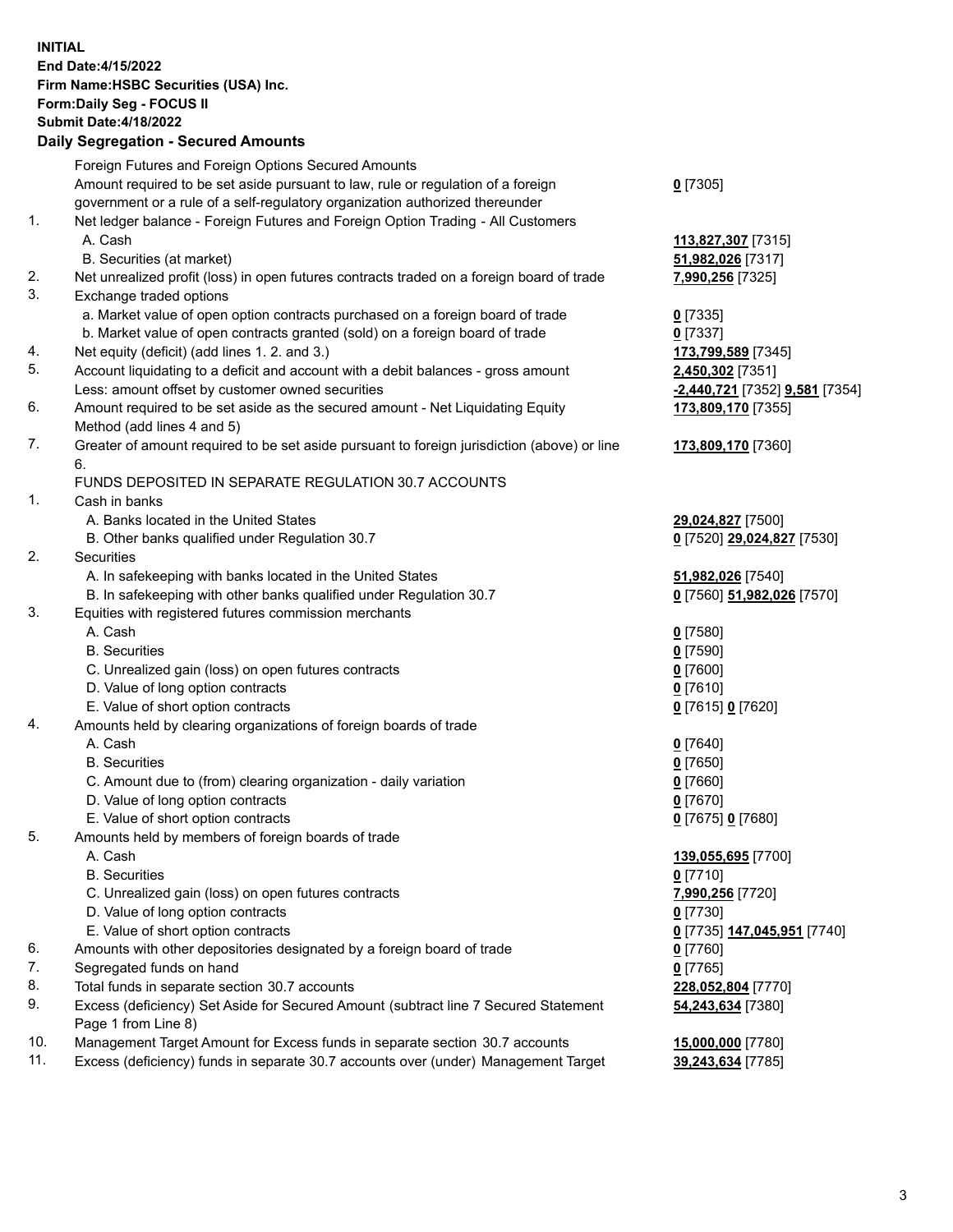**INITIAL**
**End Date:4/15/2022**
**Firm Name:HSBC Securities (USA) Inc.**
**Form:Daily Seg - FOCUS II**
**Submit Date:4/18/2022**

## Daily Segregation - Secured Amounts

| | | |
|---|---|---|
| | Foreign Futures and Foreign Options Secured Amounts | |
| | Amount required to be set aside pursuant to law, rule or regulation of a foreign government or a rule of a self-regulatory organization authorized thereunder | **0** [7305] |
| 1. | Net ledger balance - Foreign Futures and Foreign Option Trading - All Customers | |
| | A. Cash | **113,827,307** [7315] |
| | B. Securities (at market) | **51,982,026** [7317] |
| 2. | Net unrealized profit (loss) in open futures contracts traded on a foreign board of trade | **7,990,256** [7325] |
| 3. | Exchange traded options | |
| | a. Market value of open option contracts purchased on a foreign board of trade | **0** [7335] |
| | b. Market value of open contracts granted (sold) on a foreign board of trade | **0** [7337] |
| 4. | Net equity (deficit) (add lines 1. 2. and 3.) | **173,799,589** [7345] |
| 5. | Account liquidating to a deficit and account with a debit balances - gross amount | **2,450,302** [7351] |
| | Less: amount offset by customer owned securities | **-2,440,721** [7352] **9,581** [7354] |
| 6. | Amount required to be set aside as the secured amount - Net Liquidating Equity Method (add lines 4 and 5) | **173,809,170** [7355] |
| 7. | Greater of amount required to be set aside pursuant to foreign jurisdiction (above) or line 6. | **173,809,170** [7360] |
| | FUNDS DEPOSITED IN SEPARATE REGULATION 30.7 ACCOUNTS | |
| 1. | Cash in banks | |
| | A. Banks located in the United States | **29,024,827** [7500] |
| | B. Other banks qualified under Regulation 30.7 | **0** [7520] **29,024,827** [7530] |
| 2. | Securities | |
| | A. In safekeeping with banks located in the United States | **51,982,026** [7540] |
| | B. In safekeeping with other banks qualified under Regulation 30.7 | **0** [7560] **51,982,026** [7570] |
| 3. | Equities with registered futures commission merchants | |
| | A. Cash | **0** [7580] |
| | B. Securities | **0** [7590] |
| | C. Unrealized gain (loss) on open futures contracts | **0** [7600] |
| | D. Value of long option contracts | **0** [7610] |
| | E. Value of short option contracts | **0** [7615] **0** [7620] |
| 4. | Amounts held by clearing organizations of foreign boards of trade | |
| | A. Cash | **0** [7640] |
| | B. Securities | **0** [7650] |
| | C. Amount due to (from) clearing organization - daily variation | **0** [7660] |
| | D. Value of long option contracts | **0** [7670] |
| | E. Value of short option contracts | **0** [7675] **0** [7680] |
| 5. | Amounts held by members of foreign boards of trade | |
| | A. Cash | **139,055,695** [7700] |
| | B. Securities | **0** [7710] |
| | C. Unrealized gain (loss) on open futures contracts | **7,990,256** [7720] |
| | D. Value of long option contracts | **0** [7730] |
| | E. Value of short option contracts | **0** [7735] **147,045,951** [7740] |
| 6. | Amounts with other depositories designated by a foreign board of trade | **0** [7760] |
| 7. | Segregated funds on hand | **0** [7765] |
| 8. | Total funds in separate section 30.7 accounts | **228,052,804** [7770] |
| 9. | Excess (deficiency) Set Aside for Secured Amount (subtract line 7 Secured Statement Page 1 from Line 8) | **54,243,634** [7380] |
| 10. | Management Target Amount for Excess funds in separate section 30.7 accounts | **15,000,000** [7780] |
| 11. | Excess (deficiency) funds in separate 30.7 accounts over (under) Management Target | **39,243,634** [7785] |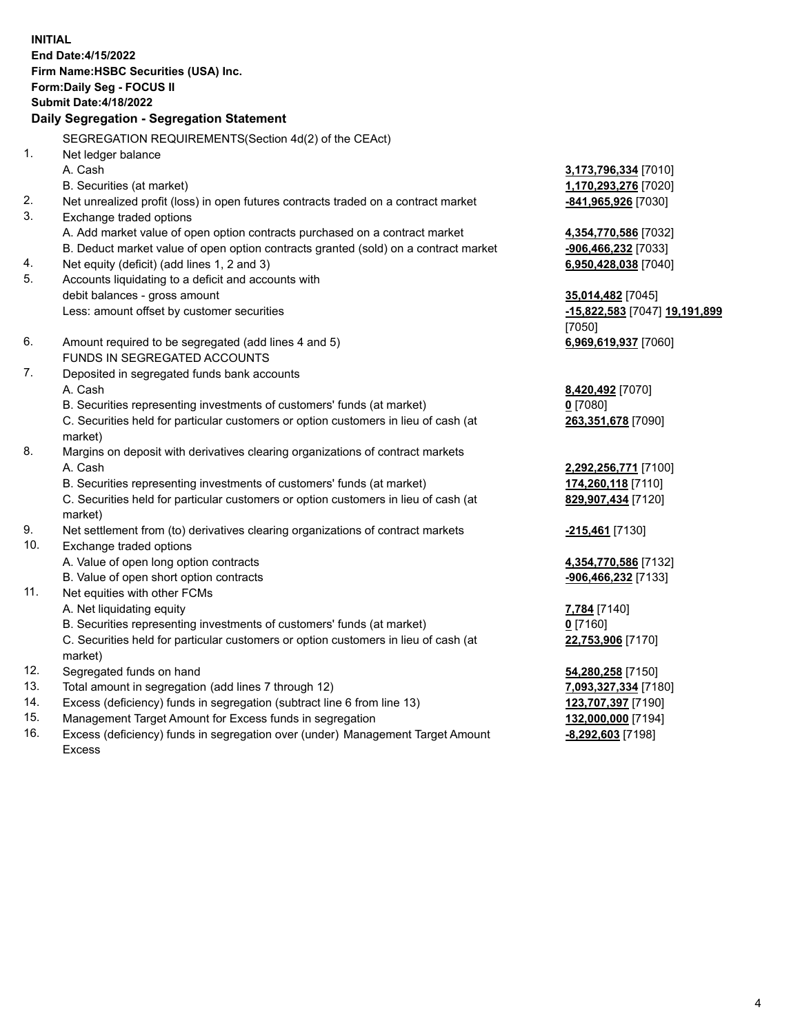**INITIAL**
**End Date:4/15/2022**
**Firm Name:HSBC Securities (USA) Inc.**
**Form:Daily Seg - FOCUS II**
**Submit Date:4/18/2022**

## Daily Segregation - Segregation Statement

SEGREGATION REQUIREMENTS(Section 4d(2) of the CEAct)

| | | |
|---|---|---|
| 1. | Net ledger balance | |
| | A. Cash | **3,173,796,334** [7010] |
| | B. Securities (at market) | **1,170,293,276** [7020] |
| 2. | Net unrealized profit (loss) in open futures contracts traded on a contract market | **-841,965,926** [7030] |
| 3. | Exchange traded options | |
| | A. Add market value of open option contracts purchased on a contract market | **4,354,770,586** [7032] |
| | B. Deduct market value of open option contracts granted (sold) on a contract market | **-906,466,232** [7033] |
| 4. | Net equity (deficit) (add lines 1, 2 and 3) | **6,950,428,038** [7040] |
| 5. | Accounts liquidating to a deficit and accounts with debit balances - gross amount | **35,014,482** [7045] |
| | Less: amount offset by customer securities | **-15,822,583** [7047] **19,191,899** [7050] |
| 6. | Amount required to be segregated (add lines 4 and 5) | **6,969,619,937** [7060] |
| | FUNDS IN SEGREGATED ACCOUNTS | |
| 7. | Deposited in segregated funds bank accounts | |
| | A. Cash | **8,420,492** [7070] |
| | B. Securities representing investments of customers' funds (at market) | **0** [7080] |
| | C. Securities held for particular customers or option customers in lieu of cash (at market) | **263,351,678** [7090] |
| 8. | Margins on deposit with derivatives clearing organizations of contract markets | |
| | A. Cash | **2,292,256,771** [7100] |
| | B. Securities representing investments of customers' funds (at market) | **174,260,118** [7110] |
| | C. Securities held for particular customers or option customers in lieu of cash (at market) | **829,907,434** [7120] |
| 9. | Net settlement from (to) derivatives clearing organizations of contract markets | **-215,461** [7130] |
| 10. | Exchange traded options | |
| | A. Value of open long option contracts | **4,354,770,586** [7132] |
| | B. Value of open short option contracts | **-906,466,232** [7133] |
| 11. | Net equities with other FCMs | |
| | A. Net liquidating equity | **7,784** [7140] |
| | B. Securities representing investments of customers' funds (at market) | **0** [7160] |
| | C. Securities held for particular customers or option customers in lieu of cash (at market) | **22,753,906** [7170] |
| 12. | Segregated funds on hand | **54,280,258** [7150] |
| 13. | Total amount in segregation (add lines 7 through 12) | **7,093,327,334** [7180] |
| 14. | Excess (deficiency) funds in segregation (subtract line 6 from line 13) | **123,707,397** [7190] |
| 15. | Management Target Amount for Excess funds in segregation | **132,000,000** [7194] |
| 16. | Excess (deficiency) funds in segregation over (under) Management Target Amount Excess | **-8,292,603** [7198] |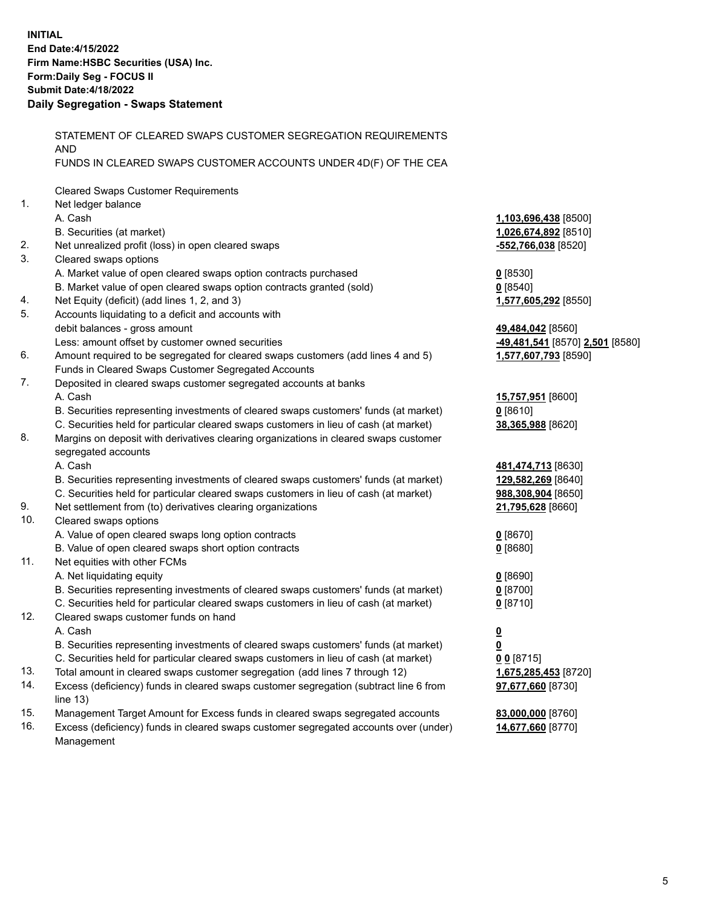**INITIAL**
**End Date:4/15/2022**
**Firm Name:HSBC Securities (USA) Inc.**
**Form:Daily Seg - FOCUS II**
**Submit Date:4/18/2022**
**Daily Segregation - Swaps Statement**

STATEMENT OF CLEARED SWAPS CUSTOMER SEGREGATION REQUIREMENTS AND
FUNDS IN CLEARED SWAPS CUSTOMER ACCOUNTS UNDER 4D(F) OF THE CEA

| | | |
|---|---|---|
| | Cleared Swaps Customer Requirements | |
| 1. | Net ledger balance | |
| | A. Cash | **1,103,696,438** [8500] |
| | B. Securities (at market) | **1,026,674,892** [8510] |
| 2. | Net unrealized profit (loss) in open cleared swaps | **-552,766,038** [8520] |
| 3. | Cleared swaps options | |
| | A. Market value of open cleared swaps option contracts purchased | **0** [8530] |
| | B. Market value of open cleared swaps option contracts granted (sold) | **0** [8540] |
| 4. | Net Equity (deficit) (add lines 1, 2, and 3) | **1,577,605,292** [8550] |
| 5. | Accounts liquidating to a deficit and accounts with debit balances - gross amount | **49,484,042** [8560] |
| | Less: amount offset by customer owned securities | **-49,481,541** [8570] **2,501** [8580] |
| 6. | Amount required to be segregated for cleared swaps customers (add lines 4 and 5) | **1,577,607,793** [8590] |
| | Funds in Cleared Swaps Customer Segregated Accounts | |
| 7. | Deposited in cleared swaps customer segregated accounts at banks | |
| | A. Cash | **15,757,951** [8600] |
| | B. Securities representing investments of cleared swaps customers' funds (at market) | **0** [8610] |
| | C. Securities held for particular cleared swaps customers in lieu of cash (at market) | **38,365,988** [8620] |
| 8. | Margins on deposit with derivatives clearing organizations in cleared swaps customer segregated accounts | |
| | A. Cash | **481,474,713** [8630] |
| | B. Securities representing investments of cleared swaps customers' funds (at market) | **129,582,269** [8640] |
| | C. Securities held for particular cleared swaps customers in lieu of cash (at market) | **988,308,904** [8650] |
| 9. | Net settlement from (to) derivatives clearing organizations | **21,795,628** [8660] |
| 10. | Cleared swaps options | |
| | A. Value of open cleared swaps long option contracts | **0** [8670] |
| | B. Value of open cleared swaps short option contracts | **0** [8680] |
| 11. | Net equities with other FCMs | |
| | A. Net liquidating equity | **0** [8690] |
| | B. Securities representing investments of cleared swaps customers' funds (at market) | **0** [8700] |
| | C. Securities held for particular cleared swaps customers in lieu of cash (at market) | **0** [8710] |
| 12. | Cleared swaps customer funds on hand | |
| | A. Cash | **0** |
| | B. Securities representing investments of cleared swaps customers' funds (at market) | **0** |
| | C. Securities held for particular cleared swaps customers in lieu of cash (at market) | **0** **0** [8715] |
| 13. | Total amount in cleared swaps customer segregation (add lines 7 through 12) | **1,675,285,453** [8720] |
| 14. | Excess (deficiency) funds in cleared swaps customer segregation (subtract line 6 from line 13) | **97,677,660** [8730] |
| 15. | Management Target Amount for Excess funds in cleared swaps segregated accounts | **83,000,000** [8760] |
| 16. | Excess (deficiency) funds in cleared swaps customer segregated accounts over (under) Management | **14,677,660** [8770] |